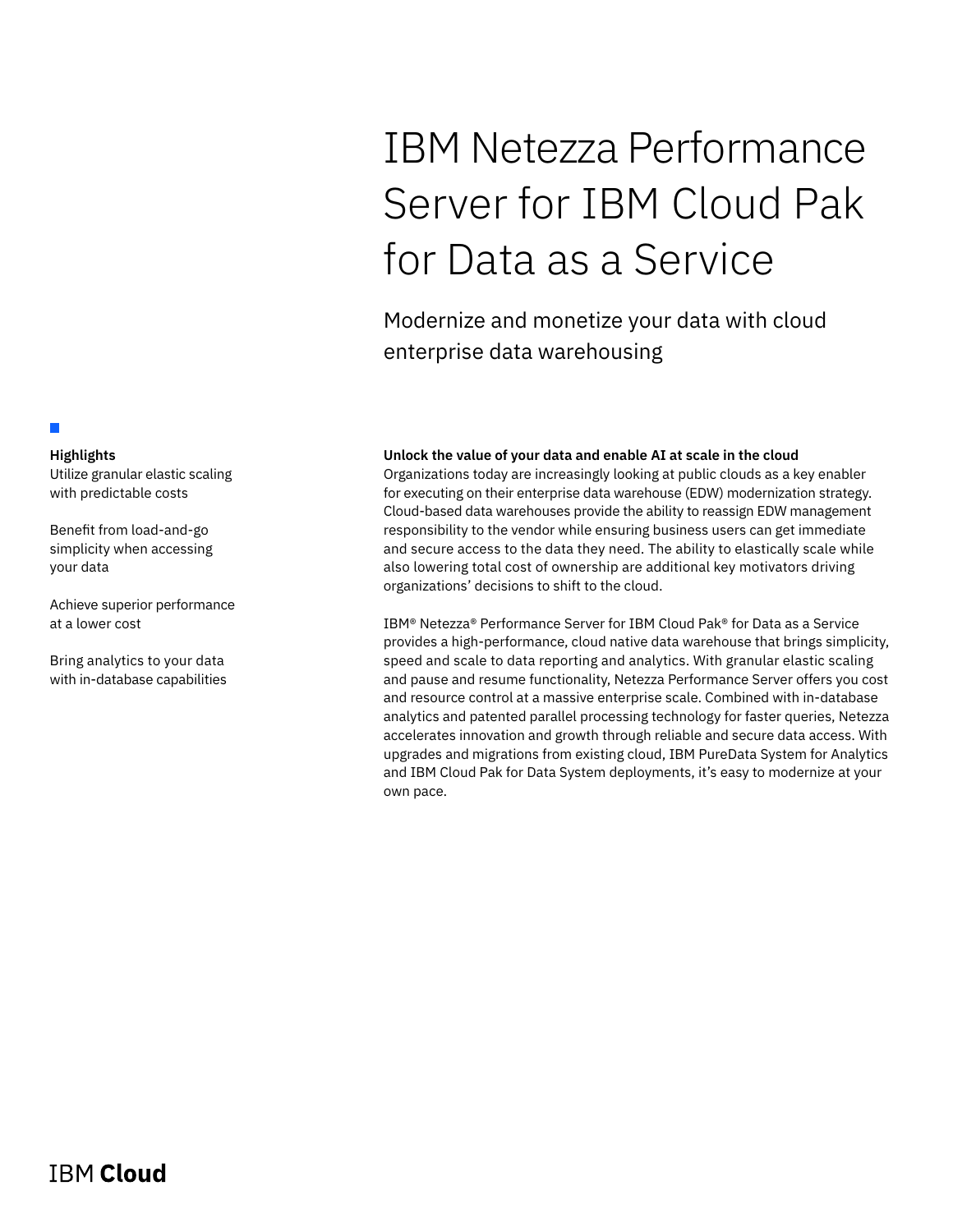# IBM Netezza Performance Server for IBM Cloud Pak for Data as a Service

## Modernize and monetize your data with cloud enterprise data warehousing

**Highlights**

Utilize granular elastic scaling with predictable costs

Benefit from load-and-go simplicity when accessing your data

Achieve superior performance at a lower cost

Bring analytics to your data with in-database capabilities

**Unlock the value of your data and enable AI at scale in the cloud**

Organizations today are increasingly looking at public clouds as a key enabler for executing on their enterprise data warehouse (EDW) modernization strategy. Cloud-based data warehouses provide the ability to reassign EDW management responsibility to the vendor while ensuring business users can get immediate and secure access to the data they need. The ability to elastically scale while also lowering total cost of ownership are additional key motivators driving organizations' decisions to shift to the cloud.

IBM® Netezza® Performance Server for IBM Cloud Pak® for Data as a Service provides a high-performance, cloud native data warehouse that brings simplicity, speed and scale to data reporting and analytics. With granular elastic scaling and pause and resume functionality, Netezza Performance Server offers you cost and resource control at a massive enterprise scale. Combined with in-database analytics and patented parallel processing technology for faster queries, Netezza accelerates innovation and growth through reliable and secure data access. With upgrades and migrations from existing cloud, IBM PureData System for Analytics and IBM Cloud Pak for Data System deployments, it's easy to modernize at your own pace.

IBM **Cloud**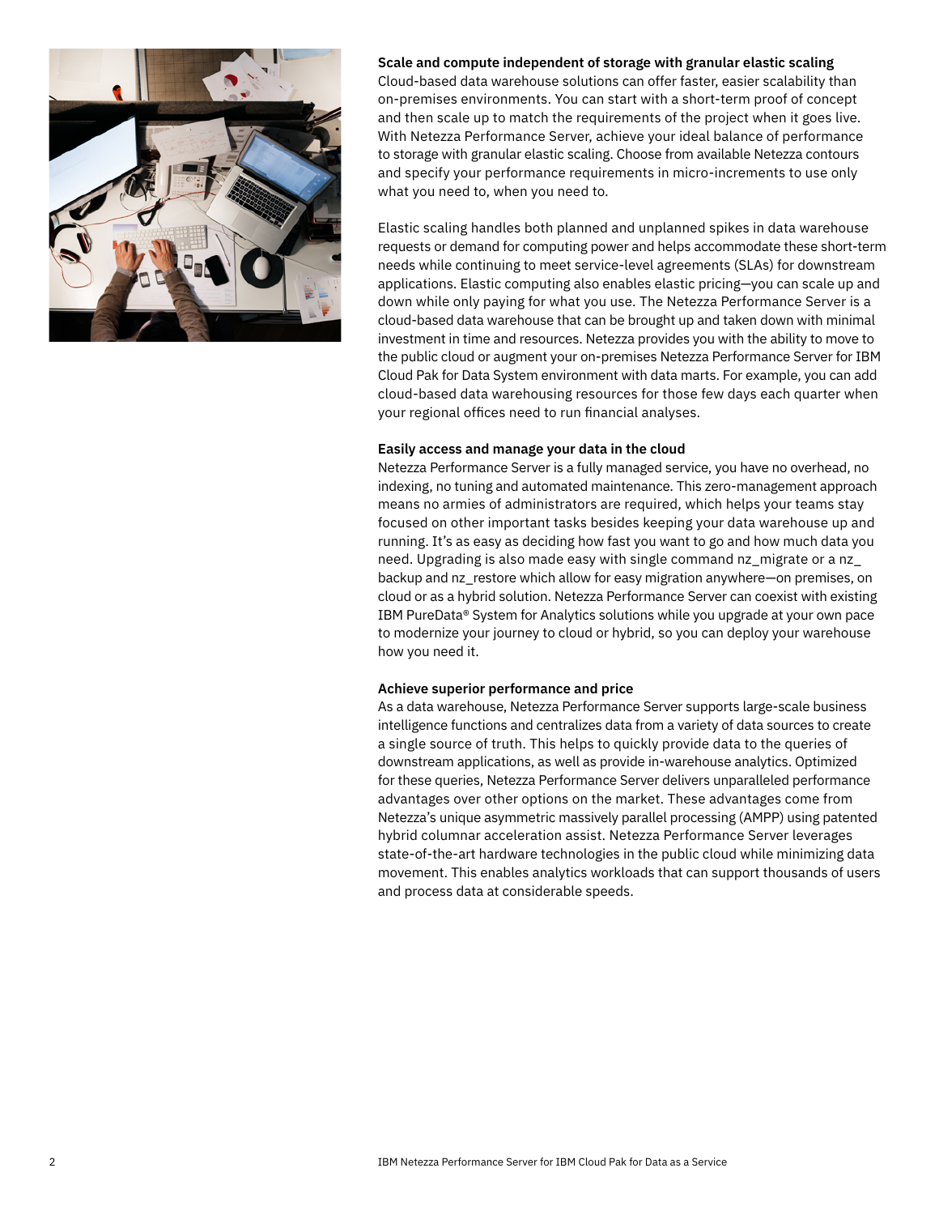**Scale and compute independent of storage with granular elastic scaling**
Cloud-based data warehouse solutions can offer faster, easier scalability than on-premises environments. You can start with a short-term proof of concept and then scale up to match the requirements of the project when it goes live. With Netezza Performance Server, achieve your ideal balance of performance to storage with granular elastic scaling. Choose from available Netezza contours and specify your performance requirements in micro-increments to use only what you need to, when you need to.

Elastic scaling handles both planned and unplanned spikes in data warehouse requests or demand for computing power and helps accommodate these short-term needs while continuing to meet service-level agreements (SLAs) for downstream applications. Elastic computing also enables elastic pricing—you can scale up and down while only paying for what you use. The Netezza Performance Server is a cloud-based data warehouse that can be brought up and taken down with minimal investment in time and resources. Netezza provides you with the ability to move to the public cloud or augment your on-premises Netezza Performance Server for IBM Cloud Pak for Data System environment with data marts. For example, you can add cloud-based data warehousing resources for those few days each quarter when your regional offices need to run financial analyses.

**Easily access and manage your data in the cloud**
Netezza Performance Server is a fully managed service, you have no overhead, no indexing, no tuning and automated maintenance. This zero-management approach means no armies of administrators are required, which helps your teams stay focused on other important tasks besides keeping your data warehouse up and running. It's as easy as deciding how fast you want to go and how much data you need. Upgrading is also made easy with single command nz_migrate or a nz_backup and nz_restore which allow for easy migration anywhere—on premises, on cloud or as a hybrid solution. Netezza Performance Server can coexist with existing IBM PureData® System for Analytics solutions while you upgrade at your own pace to modernize your journey to cloud or hybrid, so you can deploy your warehouse how you need it.

**Achieve superior performance and price**
As a data warehouse, Netezza Performance Server supports large-scale business intelligence functions and centralizes data from a variety of data sources to create a single source of truth. This helps to quickly provide data to the queries of downstream applications, as well as provide in-warehouse analytics. Optimized for these queries, Netezza Performance Server delivers unparalleled performance advantages over other options on the market. These advantages come from Netezza's unique asymmetric massively parallel processing (AMPP) using patented hybrid columnar acceleration assist. Netezza Performance Server leverages state-of-the-art hardware technologies in the public cloud while minimizing data movement. This enables analytics workloads that can support thousands of users and process data at considerable speeds.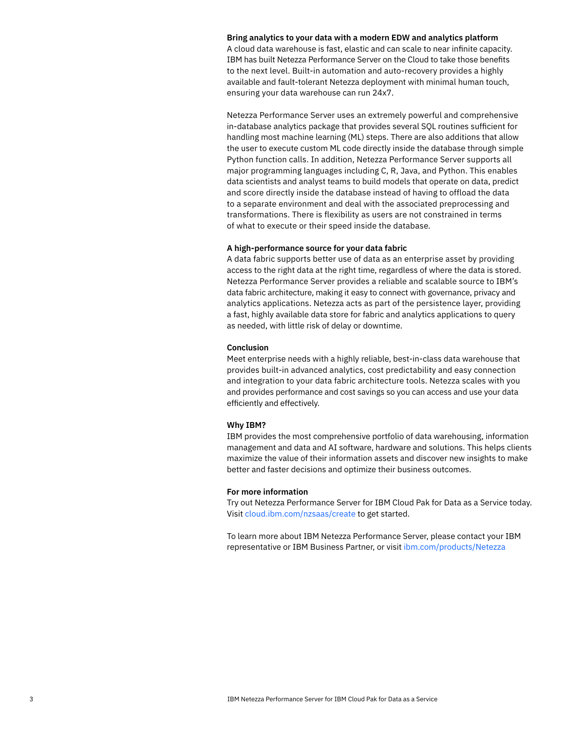### Bring analytics to your data with a modern EDW and analytics platform

A cloud data warehouse is fast, elastic and can scale to near infinite capacity. IBM has built Netezza Performance Server on the Cloud to take those benefits to the next level. Built-in automation and auto-recovery provides a highly available and fault-tolerant Netezza deployment with minimal human touch, ensuring your data warehouse can run 24x7.

Netezza Performance Server uses an extremely powerful and comprehensive in-database analytics package that provides several SQL routines sufficient for handling most machine learning (ML) steps. There are also additions that allow the user to execute custom ML code directly inside the database through simple Python function calls. In addition, Netezza Performance Server supports all major programming languages including C, R, Java, and Python. This enables data scientists and analyst teams to build models that operate on data, predict and score directly inside the database instead of having to offload the data to a separate environment and deal with the associated preprocessing and transformations. There is flexibility as users are not constrained in terms of what to execute or their speed inside the database.

### A high-performance source for your data fabric

A data fabric supports better use of data as an enterprise asset by providing access to the right data at the right time, regardless of where the data is stored. Netezza Performance Server provides a reliable and scalable source to IBM's data fabric architecture, making it easy to connect with governance, privacy and analytics applications. Netezza acts as part of the persistence layer, providing a fast, highly available data store for fabric and analytics applications to query as needed, with little risk of delay or downtime.

### Conclusion

Meet enterprise needs with a highly reliable, best-in-class data warehouse that provides built-in advanced analytics, cost predictability and easy connection and integration to your data fabric architecture tools. Netezza scales with you and provides performance and cost savings so you can access and use your data efficiently and effectively.

### Why IBM?

IBM provides the most comprehensive portfolio of data warehousing, information management and data and AI software, hardware and solutions. This helps clients maximize the value of their information assets and discover new insights to make better and faster decisions and optimize their business outcomes.

### For more information

Try out Netezza Performance Server for IBM Cloud Pak for Data as a Service today. Visit cloud.ibm.com/nzsaas/create to get started.

To learn more about IBM Netezza Performance Server, please contact your IBM representative or IBM Business Partner, or visit ibm.com/products/Netezza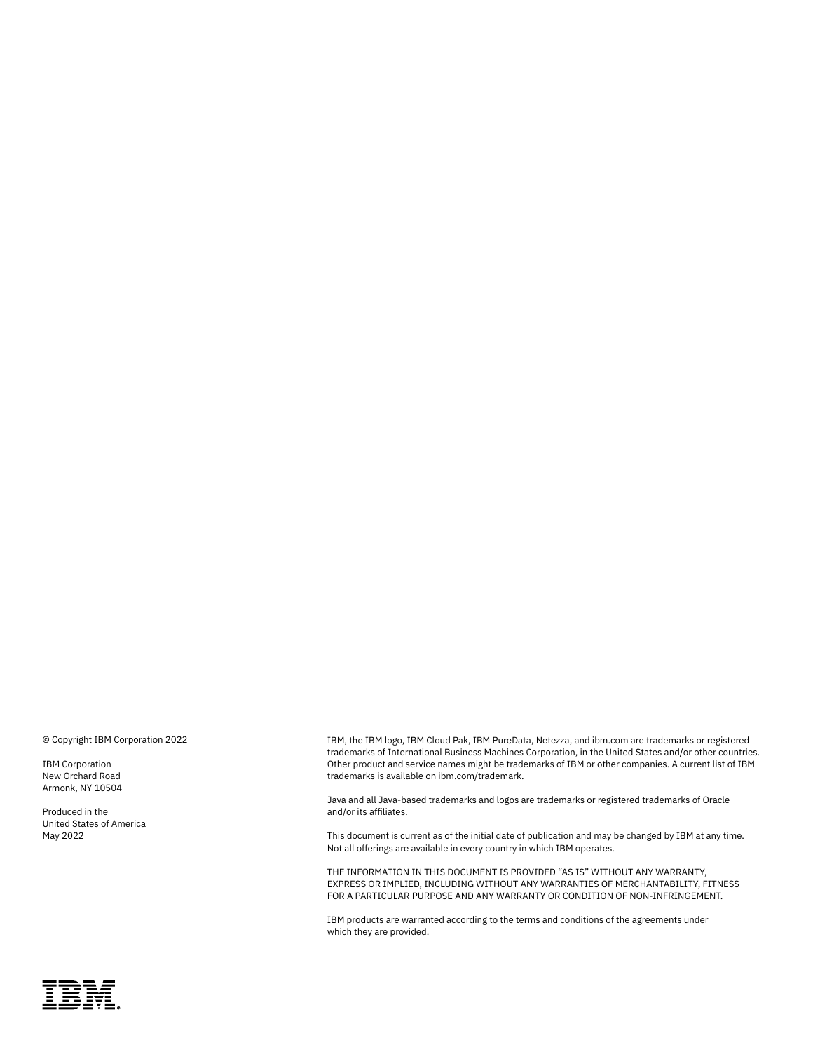© Copyright IBM Corporation 2022

IBM Corporation
New Orchard Road
Armonk, NY 10504

Produced in the
United States of America
May 2022

IBM, the IBM logo, IBM Cloud Pak, IBM PureData, Netezza, and ibm.com are trademarks or registered trademarks of International Business Machines Corporation, in the United States and/or other countries. Other product and service names might be trademarks of IBM or other companies. A current list of IBM trademarks is available on ibm.com/trademark.

Java and all Java-based trademarks and logos are trademarks or registered trademarks of Oracle and/or its affiliates.

This document is current as of the initial date of publication and may be changed by IBM at any time. Not all offerings are available in every country in which IBM operates.

THE INFORMATION IN THIS DOCUMENT IS PROVIDED "AS IS" WITHOUT ANY WARRANTY, EXPRESS OR IMPLIED, INCLUDING WITHOUT ANY WARRANTIES OF MERCHANTABILITY, FITNESS FOR A PARTICULAR PURPOSE AND ANY WARRANTY OR CONDITION OF NON-INFRINGEMENT.

IBM products are warranted according to the terms and conditions of the agreements under which they are provided.